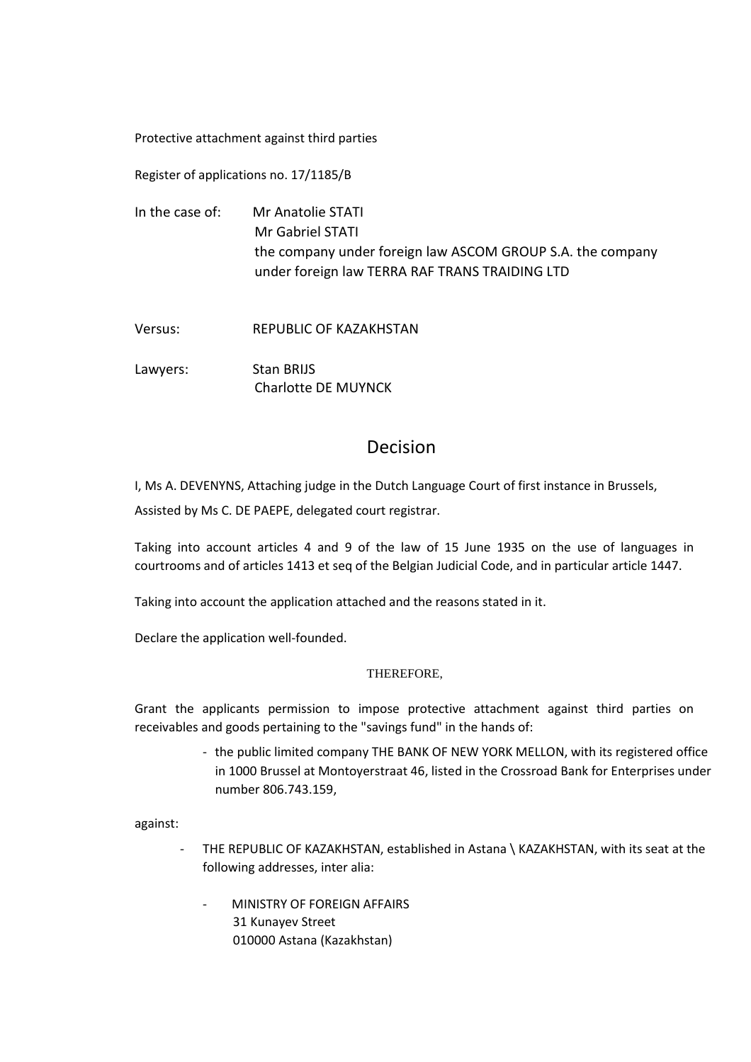Protective attachment against third parties

Register of applications no. 17/1185/B

In the case of: Mr Anatolie STATI
Mr Gabriel STATI
the company under foreign law ASCOM GROUP S.A. the company under foreign law TERRA RAF TRANS TRAIDING LTD

Versus: REPUBLIC OF KAZAKHSTAN

Lawyers: Stan BRIJS
Charlotte DE MUYNCK

# Decision

I, Ms A. DEVENYNS, Attaching judge in the Dutch Language Court of first instance in Brussels,

Assisted by Ms C. DE PAEPE, delegated court registrar.

Taking into account articles 4 and 9 of the law of 15 June 1935 on the use of languages in courtrooms and of articles 1413 et seq of the Belgian Judicial Code, and in particular article 1447.

Taking into account the application attached and the reasons stated in it.

Declare the application well-founded.

THEREFORE,

Grant the applicants permission to impose protective attachment against third parties on receivables and goods pertaining to the "savings fund" in the hands of:

- the public limited company THE BANK OF NEW YORK MELLON, with its registered office in 1000 Brussel at Montoyerstraat 46, listed in the Crossroad Bank for Enterprises under number 806.743.159,

against:

- THE REPUBLIC OF KAZAKHSTAN, established in Astana \ KAZAKHSTAN, with its seat at the following addresses, inter alia:

  - MINISTRY OF FOREIGN AFFAIRS
    31 Kunayev Street
    010000 Astana (Kazakhstan)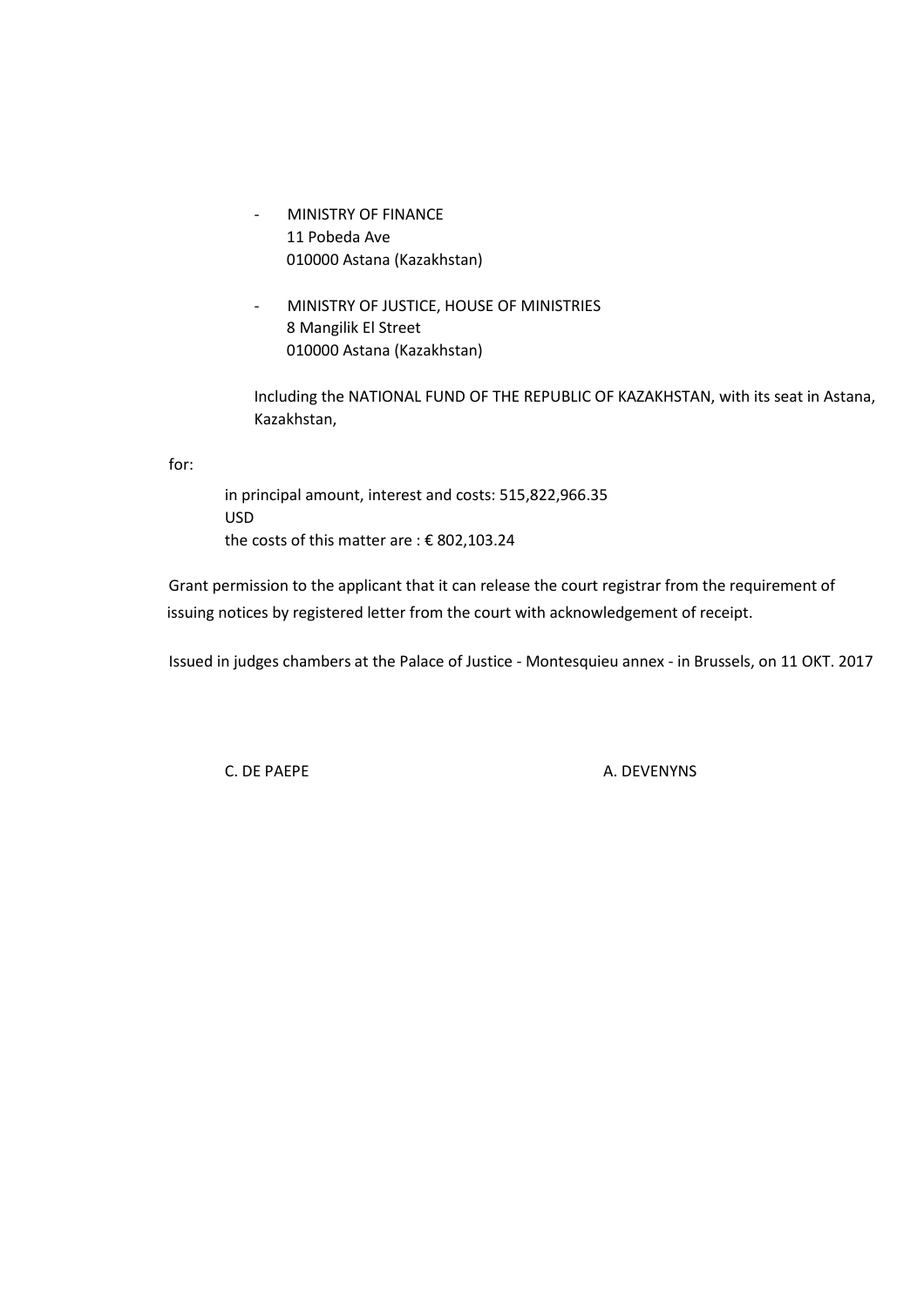- MINISTRY OF FINANCE
  11 Pobeda Ave
  010000 Astana (Kazakhstan)

- MINISTRY OF JUSTICE, HOUSE OF MINISTRIES
  8 Mangilik El Street
  010000 Astana (Kazakhstan)

  Including the NATIONAL FUND OF THE REPUBLIC OF KAZAKHSTAN, with its seat in Astana, Kazakhstan,

for:

in principal amount, interest and costs: 515,822,966.35 USD
the costs of this matter are : € 802,103.24

Grant permission to the applicant that it can release the court registrar from the requirement of issuing notices by registered letter from the court with acknowledgement of receipt.

Issued in judges chambers at the Palace of Justice - Montesquieu annex - in Brussels, on 11 OKT. 2017

C. DE PAEPE A. DEVENYNS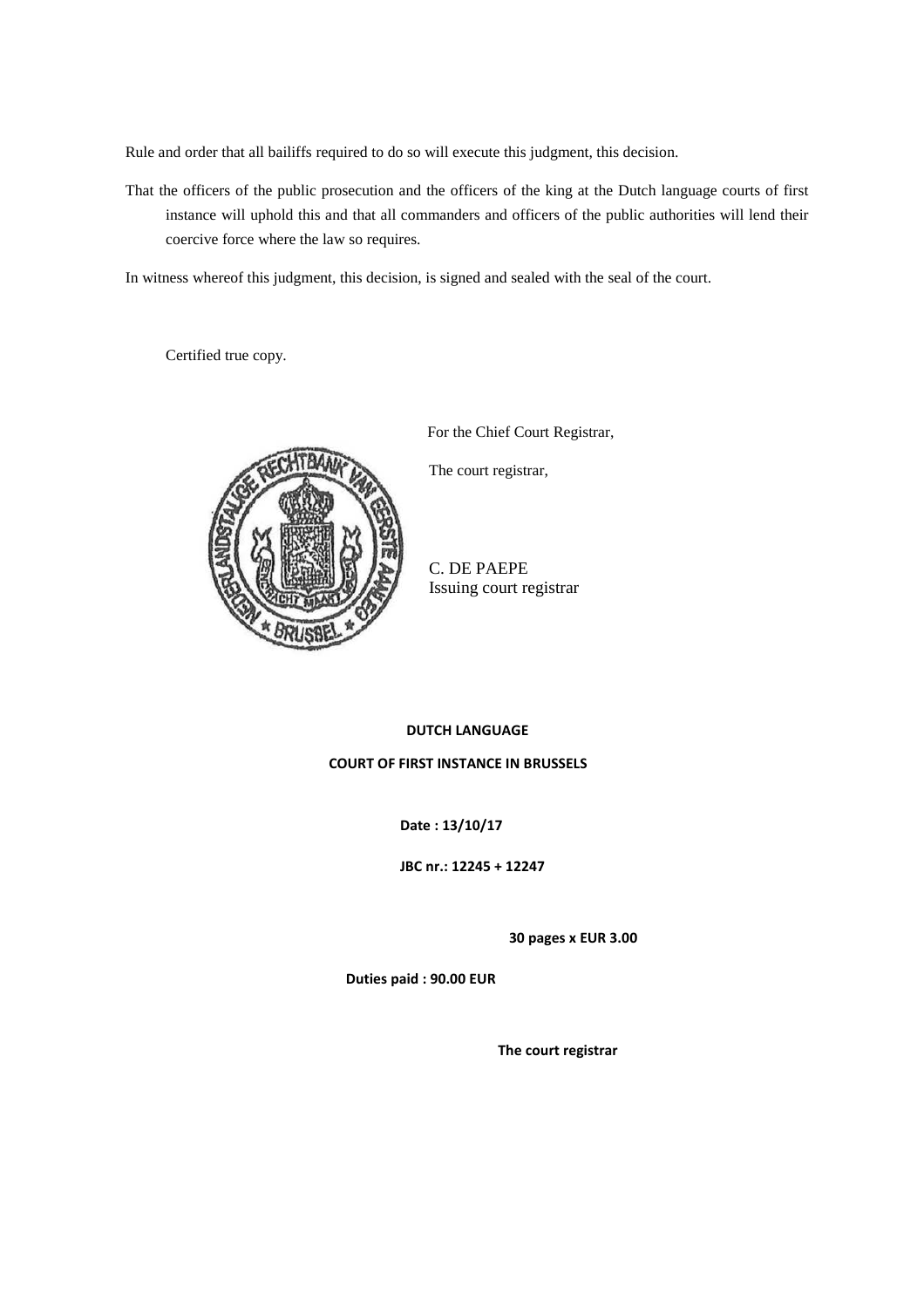Rule and order that all bailiffs required to do so will execute this judgment, this decision.

That the officers of the public prosecution and the officers of the king at the Dutch language courts of first instance will uphold this and that all commanders and officers of the public authorities will lend their coercive force where the law so requires.

In witness whereof this judgment, this decision, is signed and sealed with the seal of the court.

Certified true copy.

For the Chief Court Registrar,

The court registrar,

C. DE PAEPE
Issuing court registrar

**DUTCH LANGUAGE**

**COURT OF FIRST INSTANCE IN BRUSSELS**

**Date : 13/10/17**

**JBC nr.: 12245 + 12247**

**30 pages x EUR 3.00**

**Duties paid : 90.00 EUR**

**The court registrar**